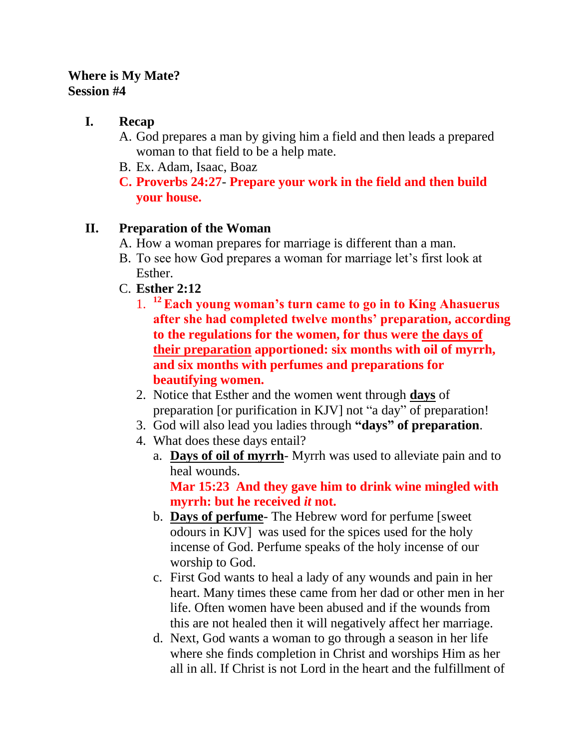**Where is My Mate?**
**Session #4**

I. **Recap**

A. God prepares a man by giving him a field and then leads a prepared woman to that field to be a help mate.

B. Ex. Adam, Isaac, Boaz

C. **Proverbs 24:27- Prepare your work in the field and then build your house.**

II. **Preparation of the Woman**

A. How a woman prepares for marriage is different than a man.

B. To see how God prepares a woman for marriage let's first look at Esther.

C. **Esther 2:12**

1. **[12] Each young woman's turn came to go in to King Ahasuerus after she had completed twelve months' preparation, according to the regulations for the women, for thus were <u>the days of their preparation</u> apportioned: six months with oil of myrrh, and six months with perfumes and preparations for beautifying women.**

2. Notice that Esther and the women went through **<u>days</u>** of preparation [or purification in KJV] not "a day" of preparation!

3. God will also lead you ladies through **"days" of preparation**.

4. What does these days entail?

   a. **<u>Days of oil of myrrh</u>**- Myrrh was used to alleviate pain and to heal wounds.
      **Mar 15:23 And they gave him to drink wine mingled with myrrh: but he received *it* not.**

   b. **<u>Days of perfume</u>**- The Hebrew word for perfume [sweet odours in KJV] was used for the spices used for the holy incense of God. Perfume speaks of the holy incense of our worship to God.

   c. First God wants to heal a lady of any wounds and pain in her heart. Many times these came from her dad or other men in her life. Often women have been abused and if the wounds from this are not healed then it will negatively affect her marriage.

   d. Next, God wants a woman to go through a season in her life where she finds completion in Christ and worships Him as her all in all. If Christ is not Lord in the heart and the fulfillment of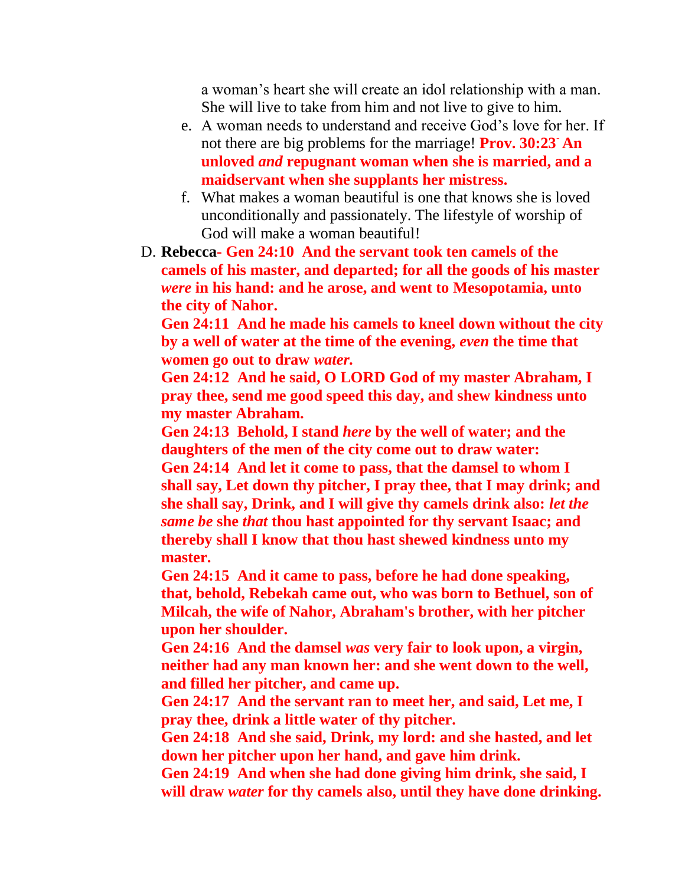a woman's heart she will create an idol relationship with a man. She will live to take from him and not live to give to him.

e. A woman needs to understand and receive God's love for her. If not there are big problems for the marriage! **Prov. 30:23 An unloved *and* repugnant woman when she is married, and a maidservant when she supplants her mistress.**

f. What makes a woman beautiful is one that knows she is loved unconditionally and passionately. The lifestyle of worship of God will make a woman beautiful!

D. **Rebecca- Gen 24:10 And the servant took ten camels of the camels of his master, and departed; for all the goods of his master *were* in his hand: and he arose, and went to Mesopotamia, unto the city of Nahor.**

**Gen 24:11 And he made his camels to kneel down without the city by a well of water at the time of the evening, *even* the time that women go out to draw *water.***

**Gen 24:12 And he said, O LORD God of my master Abraham, I pray thee, send me good speed this day, and shew kindness unto my master Abraham.**

**Gen 24:13 Behold, I stand *here* by the well of water; and the daughters of the men of the city come out to draw water:**

**Gen 24:14 And let it come to pass, that the damsel to whom I shall say, Let down thy pitcher, I pray thee, that I may drink; and she shall say, Drink, and I will give thy camels drink also: *let the same be* she *that* thou hast appointed for thy servant Isaac; and thereby shall I know that thou hast shewed kindness unto my master.**

**Gen 24:15 And it came to pass, before he had done speaking, that, behold, Rebekah came out, who was born to Bethuel, son of Milcah, the wife of Nahor, Abraham's brother, with her pitcher upon her shoulder.**

**Gen 24:16 And the damsel *was* very fair to look upon, a virgin, neither had any man known her: and she went down to the well, and filled her pitcher, and came up.**

**Gen 24:17 And the servant ran to meet her, and said, Let me, I pray thee, drink a little water of thy pitcher.**

**Gen 24:18 And she said, Drink, my lord: and she hasted, and let down her pitcher upon her hand, and gave him drink.**

**Gen 24:19 And when she had done giving him drink, she said, I will draw *water* for thy camels also, until they have done drinking.**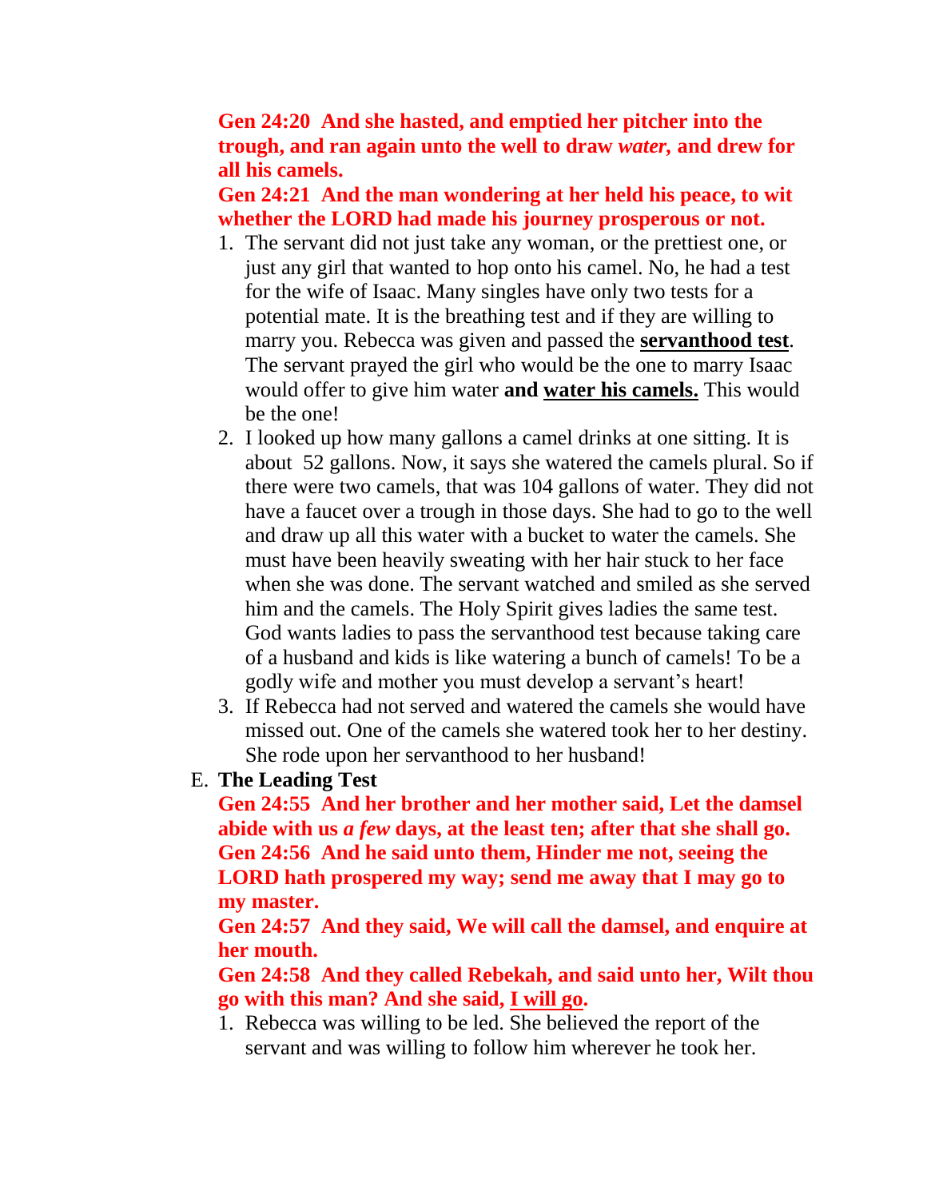**Gen 24:20 And she hasted, and emptied her pitcher into the trough, and ran again unto the well to draw *water,* and drew for all his camels.**

**Gen 24:21 And the man wondering at her held his peace, to wit whether the LORD had made his journey prosperous or not.**

1. The servant did not just take any woman, or the prettiest one, or just any girl that wanted to hop onto his camel. No, he had a test for the wife of Isaac. Many singles have only two tests for a potential mate. It is the breathing test and if they are willing to marry you. Rebecca was given and passed the <u>**servanthood test**</u>. The servant prayed the girl who would be the one to marry Isaac would offer to give him water **and <u>water his camels.</u>** This would be the one!
2. I looked up how many gallons a camel drinks at one sitting. It is about 52 gallons. Now, it says she watered the camels plural. So if there were two camels, that was 104 gallons of water. They did not have a faucet over a trough in those days. She had to go to the well and draw up all this water with a bucket to water the camels. She must have been heavily sweating with her hair stuck to her face when she was done. The servant watched and smiled as she served him and the camels. The Holy Spirit gives ladies the same test. God wants ladies to pass the servanthood test because taking care of a husband and kids is like watering a bunch of camels! To be a godly wife and mother you must develop a servant's heart!
3. If Rebecca had not served and watered the camels she would have missed out. One of the camels she watered took her to her destiny. She rode upon her servanthood to her husband!

E. **The Leading Test**

**Gen 24:55 And her brother and her mother said, Let the damsel abide with us *a few* days, at the least ten; after that she shall go.**

**Gen 24:56 And he said unto them, Hinder me not, seeing the LORD hath prospered my way; send me away that I may go to my master.**

**Gen 24:57 And they said, We will call the damsel, and enquire at her mouth.**

**Gen 24:58 And they called Rebekah, and said unto her, Wilt thou go with this man? And she said, <u>I will go</u>.**

1. Rebecca was willing to be led. She believed the report of the servant and was willing to follow him wherever he took her.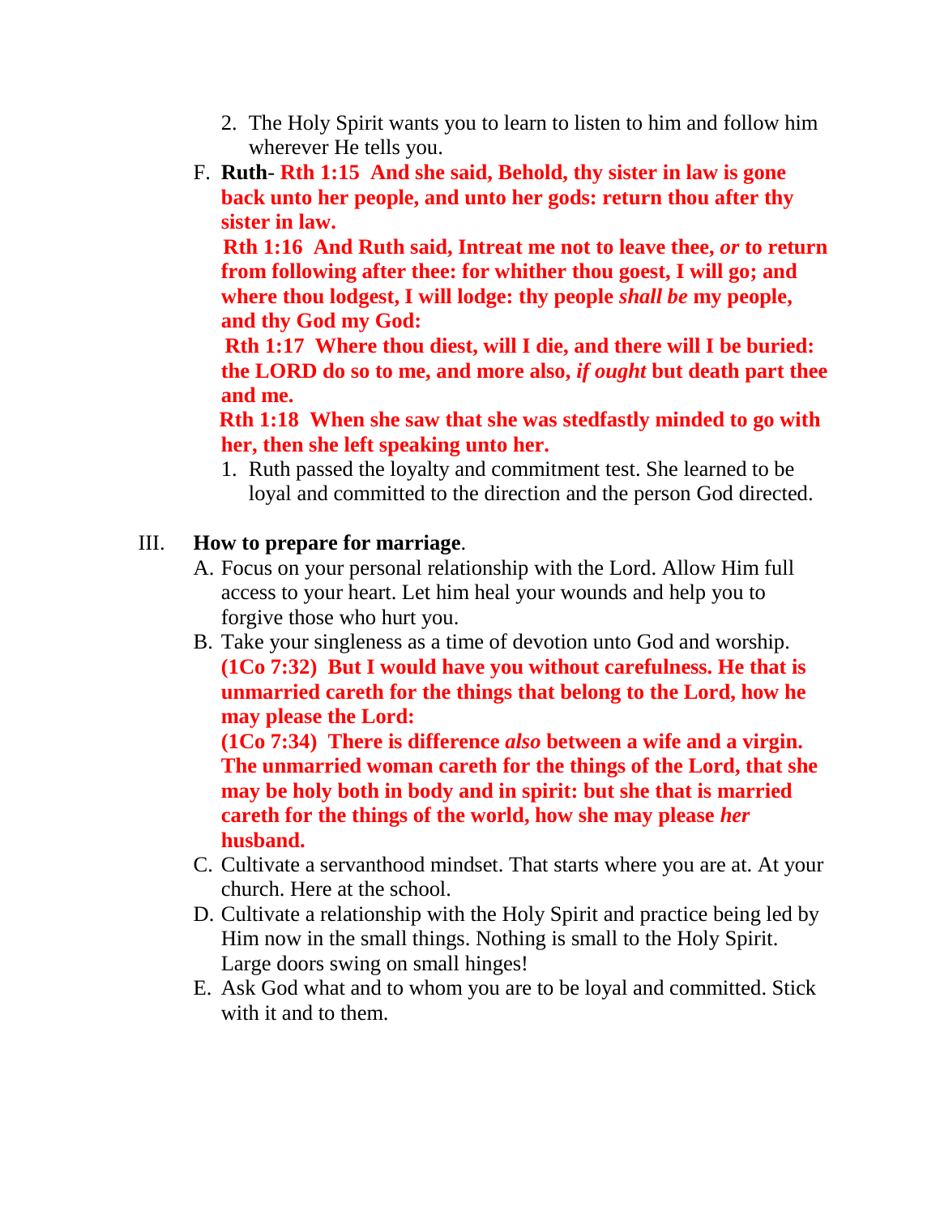2. The Holy Spirit wants you to learn to listen to him and follow him wherever He tells you.

F. **Ruth**- **Rth 1:15 And she said, Behold, thy sister in law is gone back unto her people, and unto her gods: return thou after thy sister in law.**
**Rth 1:16 And Ruth said, Intreat me not to leave thee, *or* to return from following after thee: for whither thou goest, I will go; and where thou lodgest, I will lodge: thy people *shall be* my people, and thy God my God:**
**Rth 1:17 Where thou diest, will I die, and there will I be buried: the LORD do so to me, and more also, *if ought* but death part thee and me.**
**Rth 1:18 When she saw that she was stedfastly minded to go with her, then she left speaking unto her.**

1. Ruth passed the loyalty and commitment test. She learned to be loyal and committed to the direction and the person God directed.

III. **How to prepare for marriage**.

A. Focus on your personal relationship with the Lord. Allow Him full access to your heart. Let him heal your wounds and help you to forgive those who hurt you.

B. Take your singleness as a time of devotion unto God and worship. **(1Co 7:32) But I would have you without carefulness. He that is unmarried careth for the things that belong to the Lord, how he may please the Lord:**
**(1Co 7:34) There is difference *also* between a wife and a virgin. The unmarried woman careth for the things of the Lord, that she may be holy both in body and in spirit: but she that is married careth for the things of the world, how she may please *her* husband.**

C. Cultivate a servanthood mindset. That starts where you are at. At your church. Here at the school.

D. Cultivate a relationship with the Holy Spirit and practice being led by Him now in the small things. Nothing is small to the Holy Spirit. Large doors swing on small hinges!

E. Ask God what and to whom you are to be loyal and committed. Stick with it and to them.